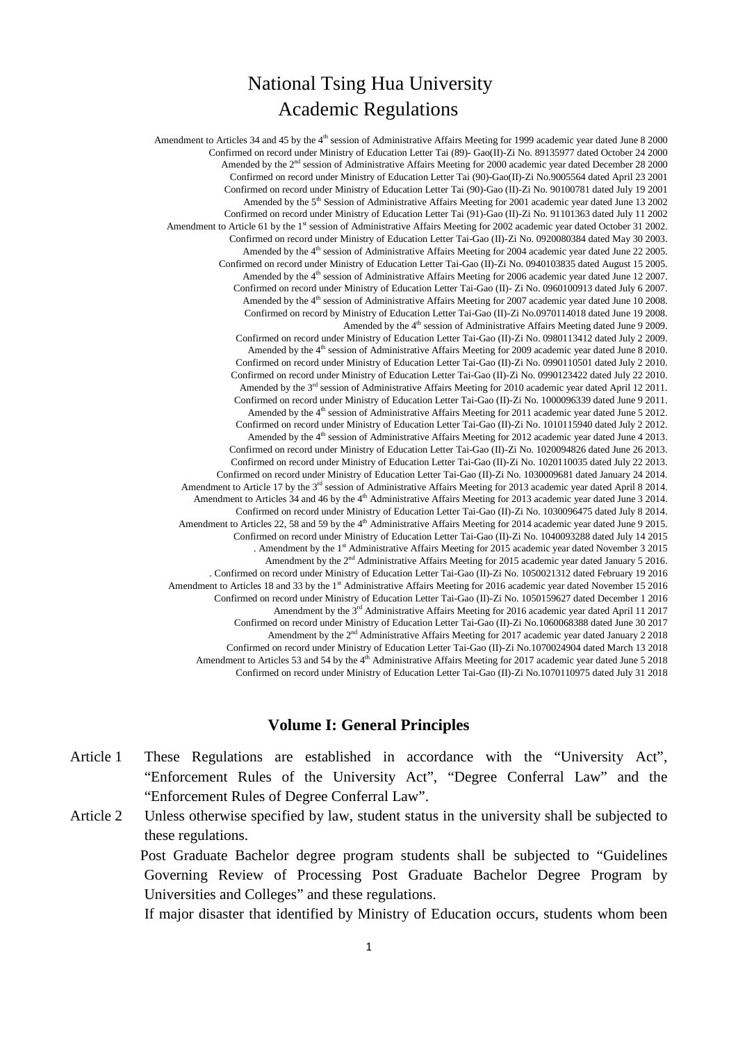# National Tsing Hua University
# Academic Regulations

Amendment to Articles 34 and 45 by the 4th session of Administrative Affairs Meeting for 1999 academic year dated June 8 2000
Confirmed on record under Ministry of Education Letter Tai (89)- Gao(II)-Zi No. 89135977 dated October 24 2000
Amended by the 2nd session of Administrative Affairs Meeting for 2000 academic year dated December 28 2000
Confirmed on record under Ministry of Education Letter Tai (90)-Gao(II)-Zi No.9005564 dated April 23 2001
Confirmed on record under Ministry of Education Letter Tai (90)-Gao (II)-Zi No. 90100781 dated July 19 2001
Amended by the 5th Session of Administrative Affairs Meeting for 2001 academic year dated June 13 2002
Confirmed on record under Ministry of Education Letter Tai (91)-Gao (II)-Zi No. 91101363 dated July 11 2002
Amendment to Article 61 by the 1st session of Administrative Affairs Meeting for 2002 academic year dated October 31 2002.
Confirmed on record under Ministry of Education Letter Tai-Gao (II)-Zi No. 0920080384 dated May 30 2003.
Amended by the 4th session of Administrative Affairs Meeting for 2004 academic year dated June 22 2005.
Confirmed on record under Ministry of Education Letter Tai-Gao (II)-Zi No. 0940103835 dated August 15 2005.
Amended by the 4th session of Administrative Affairs Meeting for 2006 academic year dated June 12 2007.
Confirmed on record under Ministry of Education Letter Tai-Gao (II)- Zi No. 0960100913 dated July 6 2007.
Amended by the 4th session of Administrative Affairs Meeting for 2007 academic year dated June 10 2008.
Confirmed on record by Ministry of Education Letter Tai-Gao (II)-Zi No.0970114018 dated June 19 2008.
Amended by the 4th session of Administrative Affairs Meeting dated June 9 2009.
Confirmed on record under Ministry of Education Letter Tai-Gao (II)-Zi No. 0980113412 dated July 2 2009.
Amended by the 4th session of Administrative Affairs Meeting for 2009 academic year dated June 8 2010.
Confirmed on record under Ministry of Education Letter Tai-Gao (II)-Zi No. 0990110501 dated July 2 2010.
Confirmed on record under Ministry of Education Letter Tai-Gao (II)-Zi No. 0990123422 dated July 22 2010.
Amended by the 3rd session of Administrative Affairs Meeting for 2010 academic year dated April 12 2011.
Confirmed on record under Ministry of Education Letter Tai-Gao (II)-Zi No. 1000096339 dated June 9 2011.
Amended by the 4th session of Administrative Affairs Meeting for 2011 academic year dated June 5 2012.
Confirmed on record under Ministry of Education Letter Tai-Gao (II)-Zi No. 1010115940 dated July 2 2012.
Amended by the 4th session of Administrative Affairs Meeting for 2012 academic year dated June 4 2013.
Confirmed on record under Ministry of Education Letter Tai-Gao (II)-Zi No. 1020094826 dated June 26 2013.
Confirmed on record under Ministry of Education Letter Tai-Gao (II)-Zi No. 1020110035 dated July 22 2013.
Confirmed on record under Ministry of Education Letter Tai-Gao (II)-Zi No. 1030009681 dated January 24 2014.
Amendment to Article 17 by the 3rd session of Administrative Affairs Meeting for 2013 academic year dated April 8 2014.
Amendment to Articles 34 and 46 by the 4th Administrative Affairs Meeting for 2013 academic year dated June 3 2014.
Confirmed on record under Ministry of Education Letter Tai-Gao (II)-Zi No. 1030096475 dated July 8 2014.
Amendment to Articles 22, 58 and 59 by the 4th Administrative Affairs Meeting for 2014 academic year dated June 9 2015.
Confirmed on record under Ministry of Education Letter Tai-Gao (II)-Zi No. 1040093288 dated July 14 2015
. Amendment by the 1st Administrative Affairs Meeting for 2015 academic year dated November 3 2015
Amendment by the 2nd Administrative Affairs Meeting for 2015 academic year dated January 5 2016.
. Confirmed on record under Ministry of Education Letter Tai-Gao (II)-Zi No. 1050021312 dated February 19 2016
Amendment to Articles 18 and 33 by the 1st Administrative Affairs Meeting for 2016 academic year dated November 15 2016
Confirmed on record under Ministry of Education Letter Tai-Gao (II)-Zi No. 1050159627 dated December 1 2016
Amendment by the 3rd Administrative Affairs Meeting for 2016 academic year dated April 11 2017
Confirmed on record under Ministry of Education Letter Tai-Gao (II)-Zi No.1060068388 dated June 30 2017
Amendment by the 2nd Administrative Affairs Meeting for 2017 academic year dated January 2 2018
Confirmed on record under Ministry of Education Letter Tai-Gao (II)-Zi No.1070024904 dated March 13 2018
Amendment to Articles 53 and 54 by the 4th Administrative Affairs Meeting for 2017 academic year dated June 5 2018
Confirmed on record under Ministry of Education Letter Tai-Gao (II)-Zi No.1070110975 dated July 31 2018

## Volume I: General Principles

Article 1 These Regulations are established in accordance with the "University Act", "Enforcement Rules of the University Act", "Degree Conferral Law" and the "Enforcement Rules of Degree Conferral Law".

Article 2 Unless otherwise specified by law, student status in the university shall be subjected to these regulations.

Post Graduate Bachelor degree program students shall be subjected to "Guidelines Governing Review of Processing Post Graduate Bachelor Degree Program by Universities and Colleges" and these regulations.

If major disaster that identified by Ministry of Education occurs, students whom been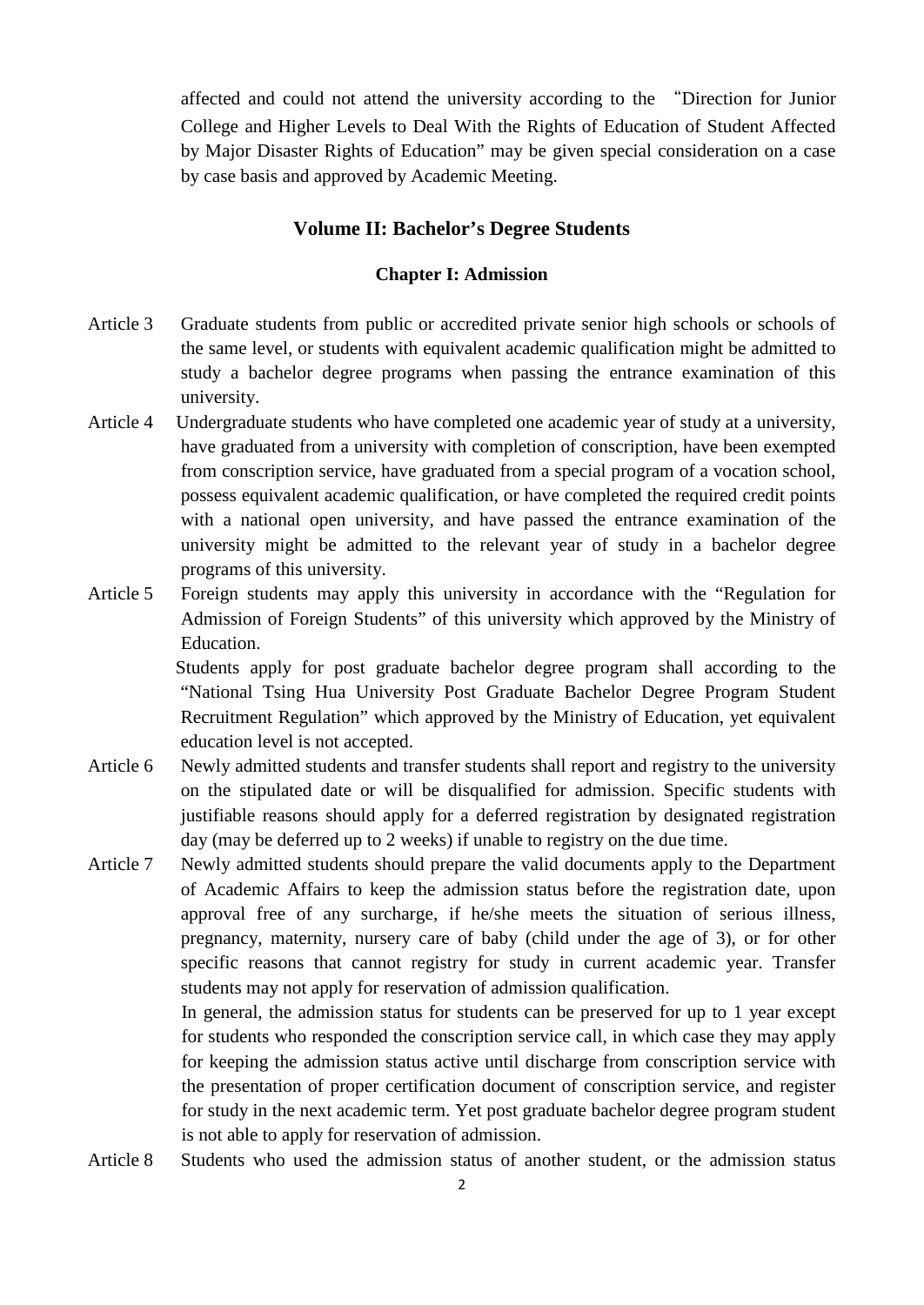affected and could not attend the university according to the "Direction for Junior College and Higher Levels to Deal With the Rights of Education of Student Affected by Major Disaster Rights of Education" may be given special consideration on a case by case basis and approved by Academic Meeting.

## Volume II: Bachelor's Degree Students

### Chapter I: Admission

Article 3 Graduate students from public or accredited private senior high schools or schools of the same level, or students with equivalent academic qualification might be admitted to study a bachelor degree programs when passing the entrance examination of this university.

Article 4 Undergraduate students who have completed one academic year of study at a university, have graduated from a university with completion of conscription, have been exempted from conscription service, have graduated from a special program of a vocation school, possess equivalent academic qualification, or have completed the required credit points with a national open university, and have passed the entrance examination of the university might be admitted to the relevant year of study in a bachelor degree programs of this university.

Article 5 Foreign students may apply this university in accordance with the "Regulation for Admission of Foreign Students" of this university which approved by the Ministry of Education.

Students apply for post graduate bachelor degree program shall according to the "National Tsing Hua University Post Graduate Bachelor Degree Program Student Recruitment Regulation" which approved by the Ministry of Education, yet equivalent education level is not accepted.

Article 6 Newly admitted students and transfer students shall report and registry to the university on the stipulated date or will be disqualified for admission. Specific students with justifiable reasons should apply for a deferred registration by designated registration day (may be deferred up to 2 weeks) if unable to registry on the due time.

Article 7 Newly admitted students should prepare the valid documents apply to the Department of Academic Affairs to keep the admission status before the registration date, upon approval free of any surcharge, if he/she meets the situation of serious illness, pregnancy, maternity, nursery care of baby (child under the age of 3), or for other specific reasons that cannot registry for study in current academic year. Transfer students may not apply for reservation of admission qualification.

In general, the admission status for students can be preserved for up to 1 year except for students who responded the conscription service call, in which case they may apply for keeping the admission status active until discharge from conscription service with the presentation of proper certification document of conscription service, and register for study in the next academic term. Yet post graduate bachelor degree program student is not able to apply for reservation of admission.

Article 8 Students who used the admission status of another student, or the admission status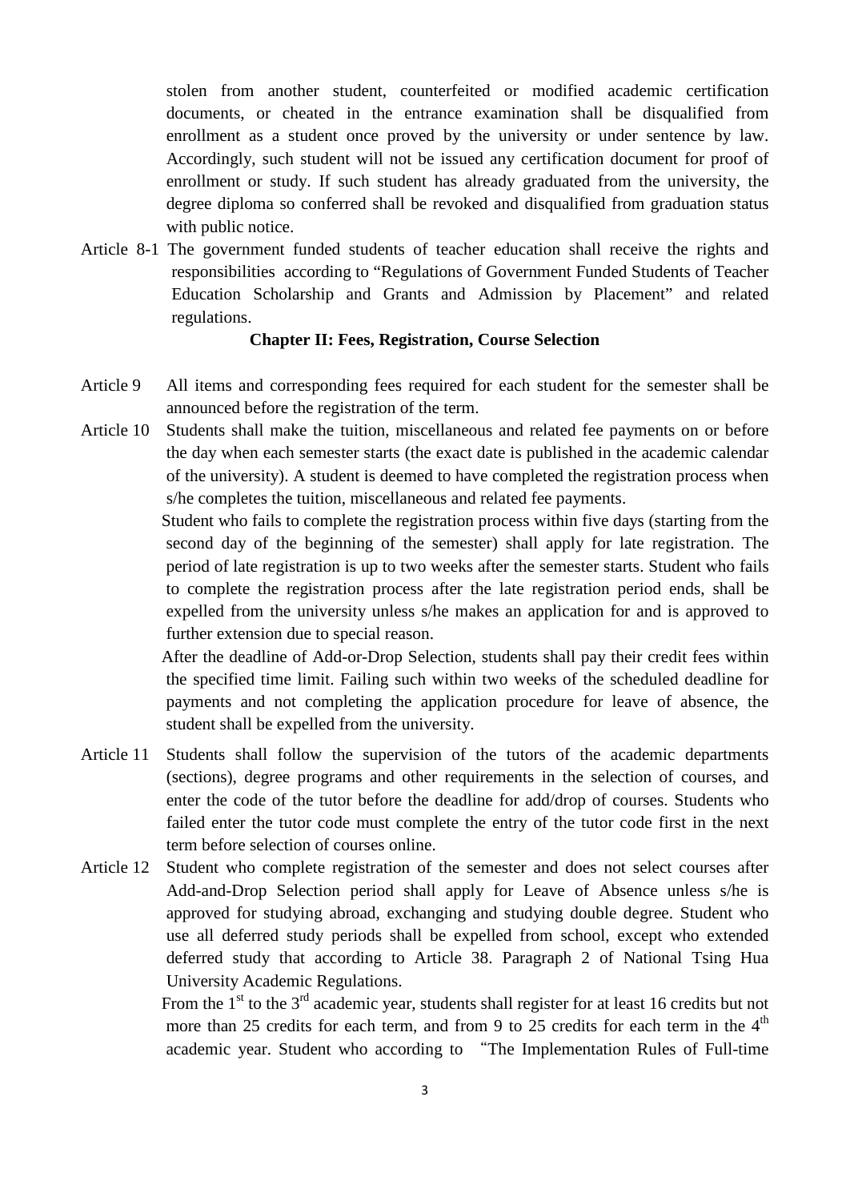stolen from another student, counterfeited or modified academic certification documents, or cheated in the entrance examination shall be disqualified from enrollment as a student once proved by the university or under sentence by law. Accordingly, such student will not be issued any certification document for proof of enrollment or study. If such student has already graduated from the university, the degree diploma so conferred shall be revoked and disqualified from graduation status with public notice.

Article 8-1 The government funded students of teacher education shall receive the rights and responsibilities according to "Regulations of Government Funded Students of Teacher Education Scholarship and Grants and Admission by Placement" and related regulations.

## Chapter II: Fees, Registration, Course Selection

Article 9 All items and corresponding fees required for each student for the semester shall be announced before the registration of the term.

Article 10 Students shall make the tuition, miscellaneous and related fee payments on or before the day when each semester starts (the exact date is published in the academic calendar of the university). A student is deemed to have completed the registration process when s/he completes the tuition, miscellaneous and related fee payments.

Student who fails to complete the registration process within five days (starting from the second day of the beginning of the semester) shall apply for late registration. The period of late registration is up to two weeks after the semester starts. Student who fails to complete the registration process after the late registration period ends, shall be expelled from the university unless s/he makes an application for and is approved to further extension due to special reason.

After the deadline of Add-or-Drop Selection, students shall pay their credit fees within the specified time limit. Failing such within two weeks of the scheduled deadline for payments and not completing the application procedure for leave of absence, the student shall be expelled from the university.

Article 11 Students shall follow the supervision of the tutors of the academic departments (sections), degree programs and other requirements in the selection of courses, and enter the code of the tutor before the deadline for add/drop of courses. Students who failed enter the tutor code must complete the entry of the tutor code first in the next term before selection of courses online.

Article 12 Student who complete registration of the semester and does not select courses after Add-and-Drop Selection period shall apply for Leave of Absence unless s/he is approved for studying abroad, exchanging and studying double degree. Student who use all deferred study periods shall be expelled from school, except who extended deferred study that according to Article 38. Paragraph 2 of National Tsing Hua University Academic Regulations.

From the 1st to the 3rd academic year, students shall register for at least 16 credits but not more than 25 credits for each term, and from 9 to 25 credits for each term in the 4th academic year. Student who according to "The Implementation Rules of Full-time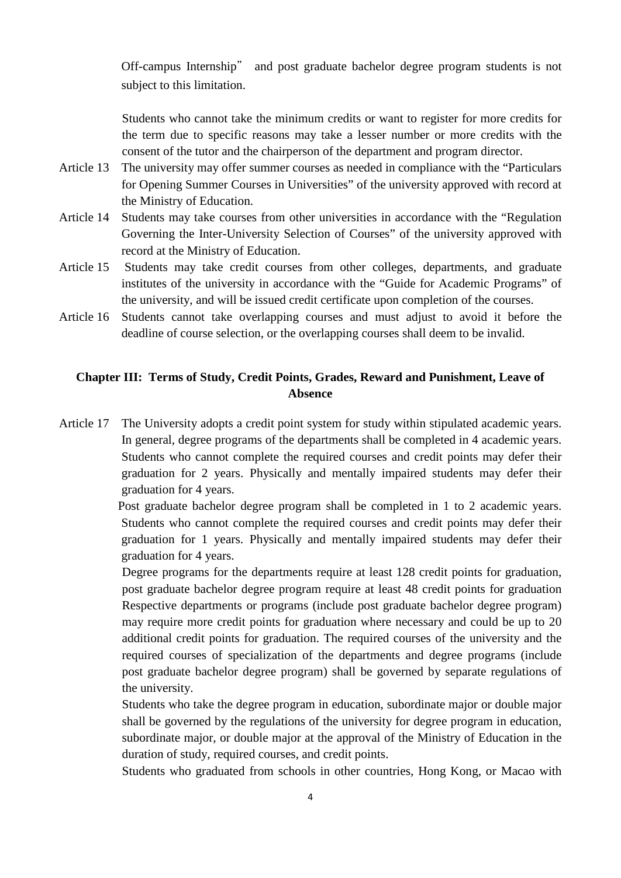Off-campus Internship" and post graduate bachelor degree program students is not subject to this limitation.

Students who cannot take the minimum credits or want to register for more credits for the term due to specific reasons may take a lesser number or more credits with the consent of the tutor and the chairperson of the department and program director.

Article 13 The university may offer summer courses as needed in compliance with the "Particulars for Opening Summer Courses in Universities" of the university approved with record at the Ministry of Education.

Article 14 Students may take courses from other universities in accordance with the "Regulation Governing the Inter-University Selection of Courses" of the university approved with record at the Ministry of Education.

Article 15 Students may take credit courses from other colleges, departments, and graduate institutes of the university in accordance with the "Guide for Academic Programs" of the university, and will be issued credit certificate upon completion of the courses.

Article 16 Students cannot take overlapping courses and must adjust to avoid it before the deadline of course selection, or the overlapping courses shall deem to be invalid.

## Chapter III: Terms of Study, Credit Points, Grades, Reward and Punishment, Leave of Absence

Article 17 The University adopts a credit point system for study within stipulated academic years. In general, degree programs of the departments shall be completed in 4 academic years. Students who cannot complete the required courses and credit points may defer their graduation for 2 years. Physically and mentally impaired students may defer their graduation for 4 years.

Post graduate bachelor degree program shall be completed in 1 to 2 academic years. Students who cannot complete the required courses and credit points may defer their graduation for 1 years. Physically and mentally impaired students may defer their graduation for 4 years.

Degree programs for the departments require at least 128 credit points for graduation, post graduate bachelor degree program require at least 48 credit points for graduation Respective departments or programs (include post graduate bachelor degree program) may require more credit points for graduation where necessary and could be up to 20 additional credit points for graduation. The required courses of the university and the required courses of specialization of the departments and degree programs (include post graduate bachelor degree program) shall be governed by separate regulations of the university.

Students who take the degree program in education, subordinate major or double major shall be governed by the regulations of the university for degree program in education, subordinate major, or double major at the approval of the Ministry of Education in the duration of study, required courses, and credit points.

Students who graduated from schools in other countries, Hong Kong, or Macao with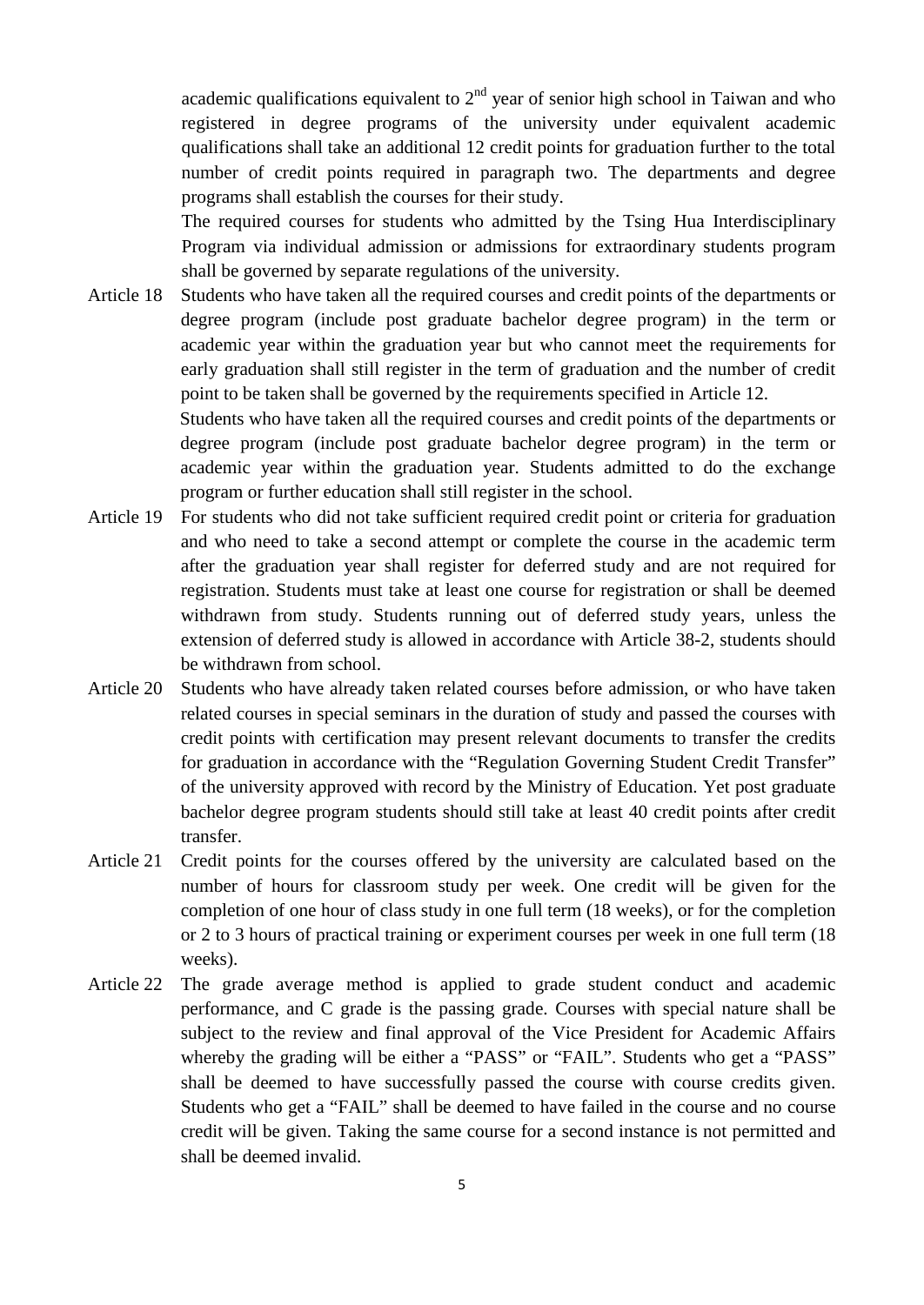academic qualifications equivalent to 2nd year of senior high school in Taiwan and who registered in degree programs of the university under equivalent academic qualifications shall take an additional 12 credit points for graduation further to the total number of credit points required in paragraph two. The departments and degree programs shall establish the courses for their study.

The required courses for students who admitted by the Tsing Hua Interdisciplinary Program via individual admission or admissions for extraordinary students program shall be governed by separate regulations of the university.

Article 18 Students who have taken all the required courses and credit points of the departments or degree program (include post graduate bachelor degree program) in the term or academic year within the graduation year but who cannot meet the requirements for early graduation shall still register in the term of graduation and the number of credit point to be taken shall be governed by the requirements specified in Article 12.

Students who have taken all the required courses and credit points of the departments or degree program (include post graduate bachelor degree program) in the term or academic year within the graduation year. Students admitted to do the exchange program or further education shall still register in the school.

Article 19 For students who did not take sufficient required credit point or criteria for graduation and who need to take a second attempt or complete the course in the academic term after the graduation year shall register for deferred study and are not required for registration. Students must take at least one course for registration or shall be deemed withdrawn from study. Students running out of deferred study years, unless the extension of deferred study is allowed in accordance with Article 38-2, students should be withdrawn from school.

Article 20 Students who have already taken related courses before admission, or who have taken related courses in special seminars in the duration of study and passed the courses with credit points with certification may present relevant documents to transfer the credits for graduation in accordance with the "Regulation Governing Student Credit Transfer" of the university approved with record by the Ministry of Education. Yet post graduate bachelor degree program students should still take at least 40 credit points after credit transfer.

Article 21 Credit points for the courses offered by the university are calculated based on the number of hours for classroom study per week. One credit will be given for the completion of one hour of class study in one full term (18 weeks), or for the completion or 2 to 3 hours of practical training or experiment courses per week in one full term (18 weeks).

Article 22 The grade average method is applied to grade student conduct and academic performance, and C grade is the passing grade. Courses with special nature shall be subject to the review and final approval of the Vice President for Academic Affairs whereby the grading will be either a "PASS" or "FAIL". Students who get a "PASS" shall be deemed to have successfully passed the course with course credits given. Students who get a "FAIL" shall be deemed to have failed in the course and no course credit will be given. Taking the same course for a second instance is not permitted and shall be deemed invalid.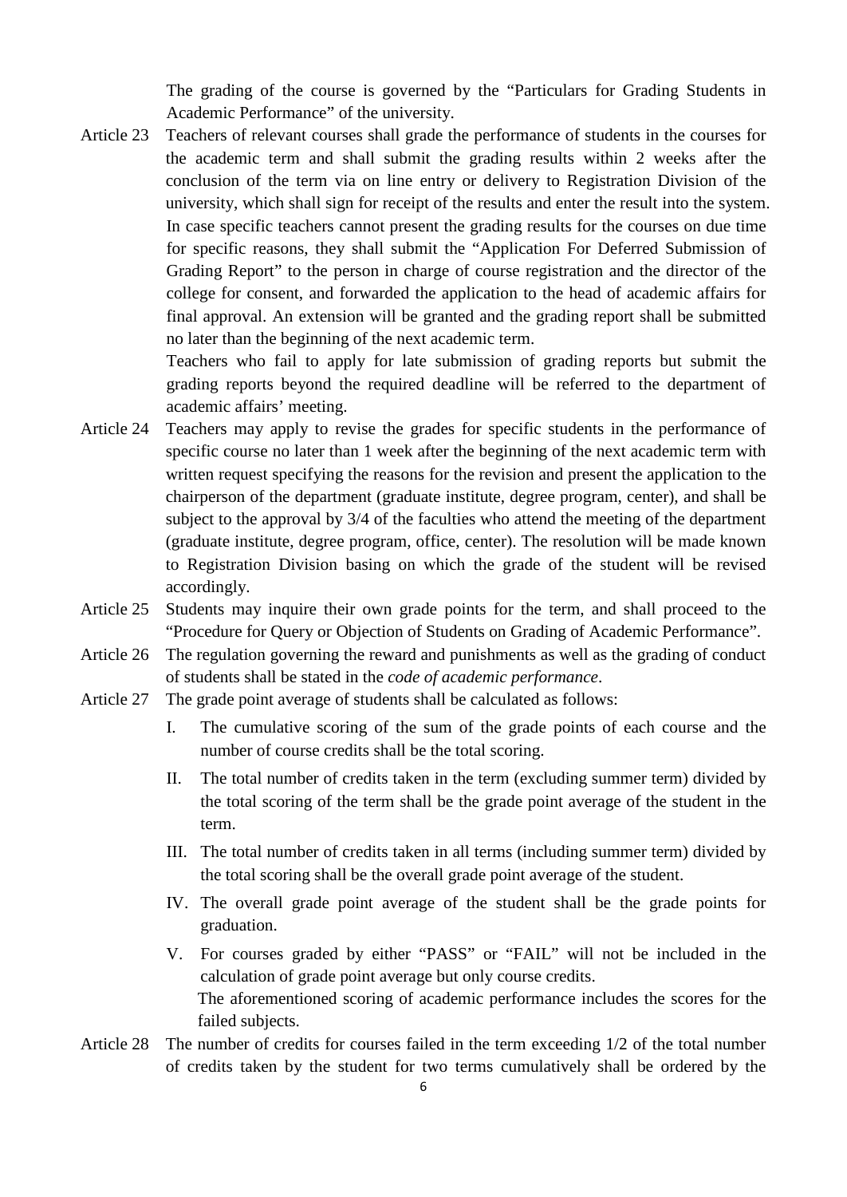The grading of the course is governed by the "Particulars for Grading Students in Academic Performance" of the university.

Article 23 Teachers of relevant courses shall grade the performance of students in the courses for the academic term and shall submit the grading results within 2 weeks after the conclusion of the term via on line entry or delivery to Registration Division of the university, which shall sign for receipt of the results and enter the result into the system. In case specific teachers cannot present the grading results for the courses on due time for specific reasons, they shall submit the "Application For Deferred Submission of Grading Report" to the person in charge of course registration and the director of the college for consent, and forwarded the application to the head of academic affairs for final approval. An extension will be granted and the grading report shall be submitted no later than the beginning of the next academic term.

Teachers who fail to apply for late submission of grading reports but submit the grading reports beyond the required deadline will be referred to the department of academic affairs' meeting.

Article 24 Teachers may apply to revise the grades for specific students in the performance of specific course no later than 1 week after the beginning of the next academic term with written request specifying the reasons for the revision and present the application to the chairperson of the department (graduate institute, degree program, center), and shall be subject to the approval by 3/4 of the faculties who attend the meeting of the department (graduate institute, degree program, office, center). The resolution will be made known to Registration Division basing on which the grade of the student will be revised accordingly.

Article 25 Students may inquire their own grade points for the term, and shall proceed to the "Procedure for Query or Objection of Students on Grading of Academic Performance".

Article 26 The regulation governing the reward and punishments as well as the grading of conduct of students shall be stated in the *code of academic performance*.

Article 27 The grade point average of students shall be calculated as follows:

I. The cumulative scoring of the sum of the grade points of each course and the number of course credits shall be the total scoring.

II. The total number of credits taken in the term (excluding summer term) divided by the total scoring of the term shall be the grade point average of the student in the term.

III. The total number of credits taken in all terms (including summer term) divided by the total scoring shall be the overall grade point average of the student.

IV. The overall grade point average of the student shall be the grade points for graduation.

V. For courses graded by either "PASS" or "FAIL" will not be included in the calculation of grade point average but only course credits.

The aforementioned scoring of academic performance includes the scores for the failed subjects.

Article 28 The number of credits for courses failed in the term exceeding 1/2 of the total number of credits taken by the student for two terms cumulatively shall be ordered by the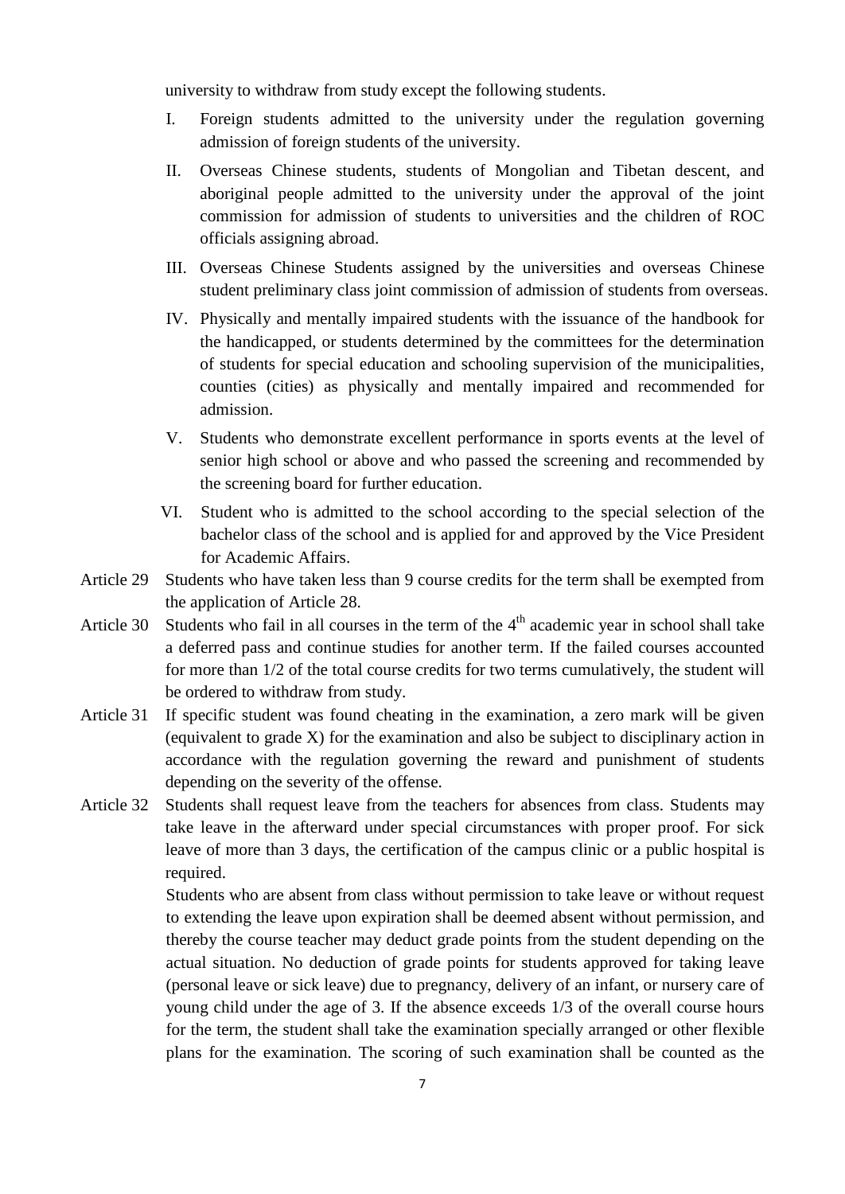university to withdraw from study except the following students.

I. Foreign students admitted to the university under the regulation governing admission of foreign students of the university.

II. Overseas Chinese students, students of Mongolian and Tibetan descent, and aboriginal people admitted to the university under the approval of the joint commission for admission of students to universities and the children of ROC officials assigning abroad.

III. Overseas Chinese Students assigned by the universities and overseas Chinese student preliminary class joint commission of admission of students from overseas.

IV. Physically and mentally impaired students with the issuance of the handbook for the handicapped, or students determined by the committees for the determination of students for special education and schooling supervision of the municipalities, counties (cities) as physically and mentally impaired and recommended for admission.

V. Students who demonstrate excellent performance in sports events at the level of senior high school or above and who passed the screening and recommended by the screening board for further education.

VI. Student who is admitted to the school according to the special selection of the bachelor class of the school and is applied for and approved by the Vice President for Academic Affairs.

Article 29 Students who have taken less than 9 course credits for the term shall be exempted from the application of Article 28.

Article 30 Students who fail in all courses in the term of the 4th academic year in school shall take a deferred pass and continue studies for another term. If the failed courses accounted for more than 1/2 of the total course credits for two terms cumulatively, the student will be ordered to withdraw from study.

Article 31 If specific student was found cheating in the examination, a zero mark will be given (equivalent to grade X) for the examination and also be subject to disciplinary action in accordance with the regulation governing the reward and punishment of students depending on the severity of the offense.

Article 32 Students shall request leave from the teachers for absences from class. Students may take leave in the afterward under special circumstances with proper proof. For sick leave of more than 3 days, the certification of the campus clinic or a public hospital is required.

Students who are absent from class without permission to take leave or without request to extending the leave upon expiration shall be deemed absent without permission, and thereby the course teacher may deduct grade points from the student depending on the actual situation. No deduction of grade points for students approved for taking leave (personal leave or sick leave) due to pregnancy, delivery of an infant, or nursery care of young child under the age of 3. If the absence exceeds 1/3 of the overall course hours for the term, the student shall take the examination specially arranged or other flexible plans for the examination. The scoring of such examination shall be counted as the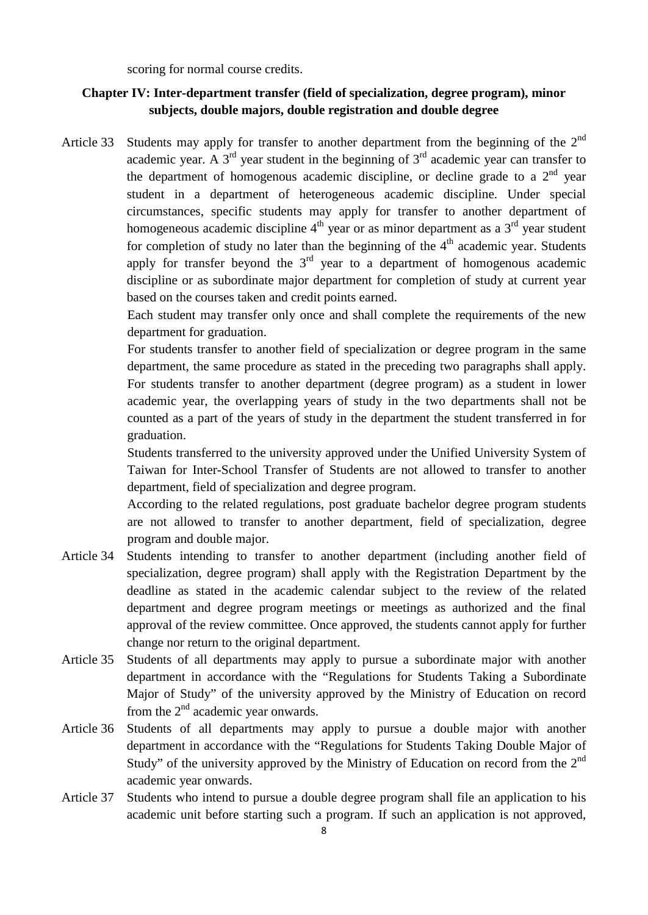scoring for normal course credits.

## Chapter IV: Inter-department transfer (field of specialization, degree program), minor subjects, double majors, double registration and double degree

Article 33 Students may apply for transfer to another department from the beginning of the 2nd academic year. A 3rd year student in the beginning of 3rd academic year can transfer to the department of homogenous academic discipline, or decline grade to a 2nd year student in a department of heterogeneous academic discipline. Under special circumstances, specific students may apply for transfer to another department of homogeneous academic discipline 4th year or as minor department as a 3rd year student for completion of study no later than the beginning of the 4th academic year. Students apply for transfer beyond the 3rd year to a department of homogenous academic discipline or as subordinate major department for completion of study at current year based on the courses taken and credit points earned.

Each student may transfer only once and shall complete the requirements of the new department for graduation.

For students transfer to another field of specialization or degree program in the same department, the same procedure as stated in the preceding two paragraphs shall apply.

For students transfer to another department (degree program) as a student in lower academic year, the overlapping years of study in the two departments shall not be counted as a part of the years of study in the department the student transferred in for graduation.

Students transferred to the university approved under the Unified University System of Taiwan for Inter-School Transfer of Students are not allowed to transfer to another department, field of specialization and degree program.

According to the related regulations, post graduate bachelor degree program students are not allowed to transfer to another department, field of specialization, degree program and double major.

Article 34 Students intending to transfer to another department (including another field of specialization, degree program) shall apply with the Registration Department by the deadline as stated in the academic calendar subject to the review of the related department and degree program meetings or meetings as authorized and the final approval of the review committee. Once approved, the students cannot apply for further change nor return to the original department.

Article 35 Students of all departments may apply to pursue a subordinate major with another department in accordance with the "Regulations for Students Taking a Subordinate Major of Study" of the university approved by the Ministry of Education on record from the 2nd academic year onwards.

Article 36 Students of all departments may apply to pursue a double major with another department in accordance with the "Regulations for Students Taking Double Major of Study" of the university approved by the Ministry of Education on record from the 2nd academic year onwards.

Article 37 Students who intend to pursue a double degree program shall file an application to his academic unit before starting such a program. If such an application is not approved,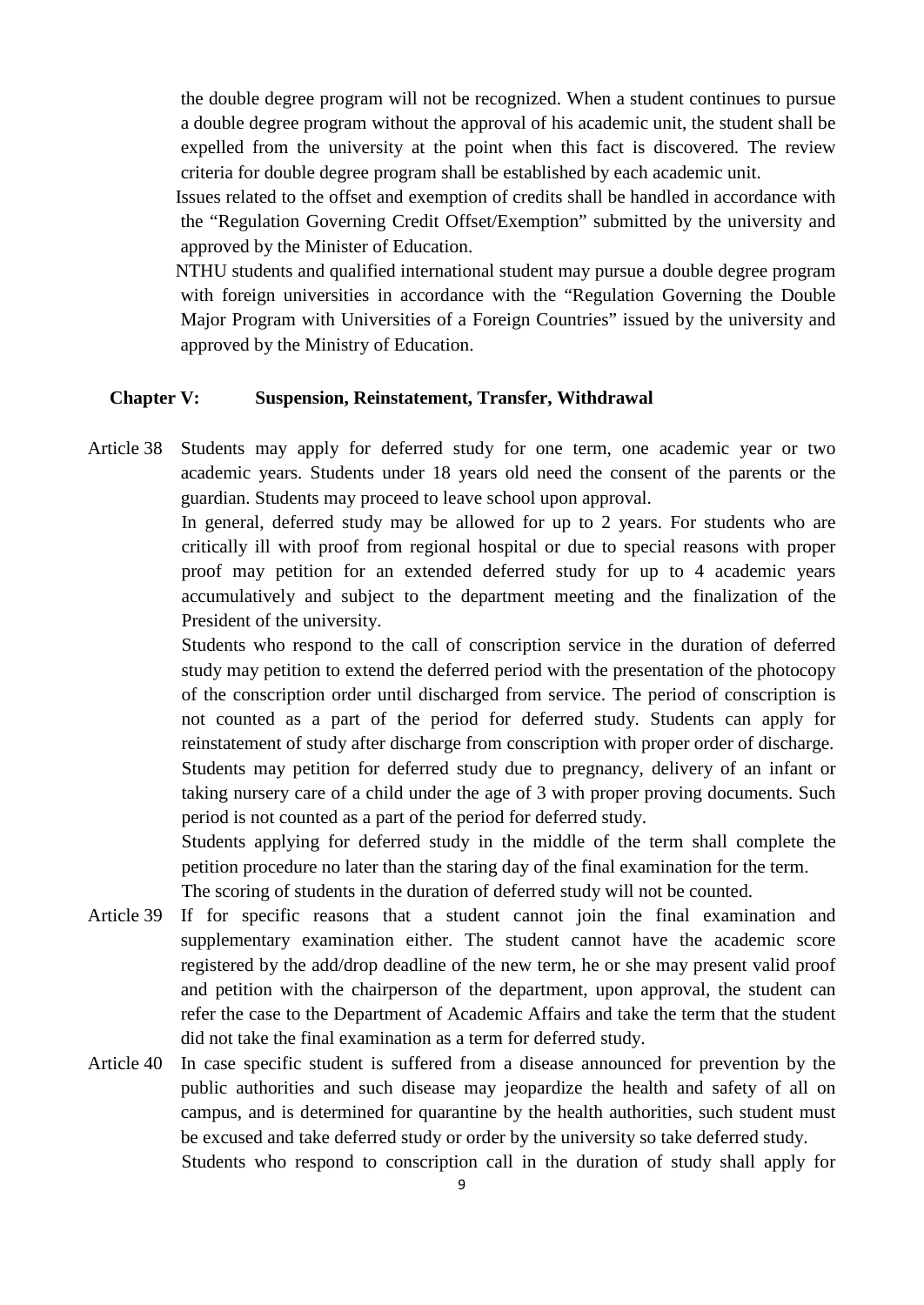the double degree program will not be recognized. When a student continues to pursue a double degree program without the approval of his academic unit, the student shall be expelled from the university at the point when this fact is discovered. The review criteria for double degree program shall be established by each academic unit.

Issues related to the offset and exemption of credits shall be handled in accordance with the "Regulation Governing Credit Offset/Exemption" submitted by the university and approved by the Minister of Education.

NTHU students and qualified international student may pursue a double degree program with foreign universities in accordance with the "Regulation Governing the Double Major Program with Universities of a Foreign Countries" issued by the university and approved by the Ministry of Education.

## Chapter V: Suspension, Reinstatement, Transfer, Withdrawal

**Article 38** Students may apply for deferred study for one term, one academic year or two academic years. Students under 18 years old need the consent of the parents or the guardian. Students may proceed to leave school upon approval.

In general, deferred study may be allowed for up to 2 years. For students who are critically ill with proof from regional hospital or due to special reasons with proper proof may petition for an extended deferred study for up to 4 academic years accumulatively and subject to the department meeting and the finalization of the President of the university.

Students who respond to the call of conscription service in the duration of deferred study may petition to extend the deferred period with the presentation of the photocopy of the conscription order until discharged from service. The period of conscription is not counted as a part of the period for deferred study. Students can apply for reinstatement of study after discharge from conscription with proper order of discharge.

Students may petition for deferred study due to pregnancy, delivery of an infant or taking nursery care of a child under the age of 3 with proper proving documents. Such period is not counted as a part of the period for deferred study.

Students applying for deferred study in the middle of the term shall complete the petition procedure no later than the staring day of the final examination for the term.

The scoring of students in the duration of deferred study will not be counted.

**Article 39** If for specific reasons that a student cannot join the final examination and supplementary examination either. The student cannot have the academic score registered by the add/drop deadline of the new term, he or she may present valid proof and petition with the chairperson of the department, upon approval, the student can refer the case to the Department of Academic Affairs and take the term that the student did not take the final examination as a term for deferred study.

**Article 40** In case specific student is suffered from a disease announced for prevention by the public authorities and such disease may jeopardize the health and safety of all on campus, and is determined for quarantine by the health authorities, such student must be excused and take deferred study or order by the university so take deferred study.

Students who respond to conscription call in the duration of study shall apply for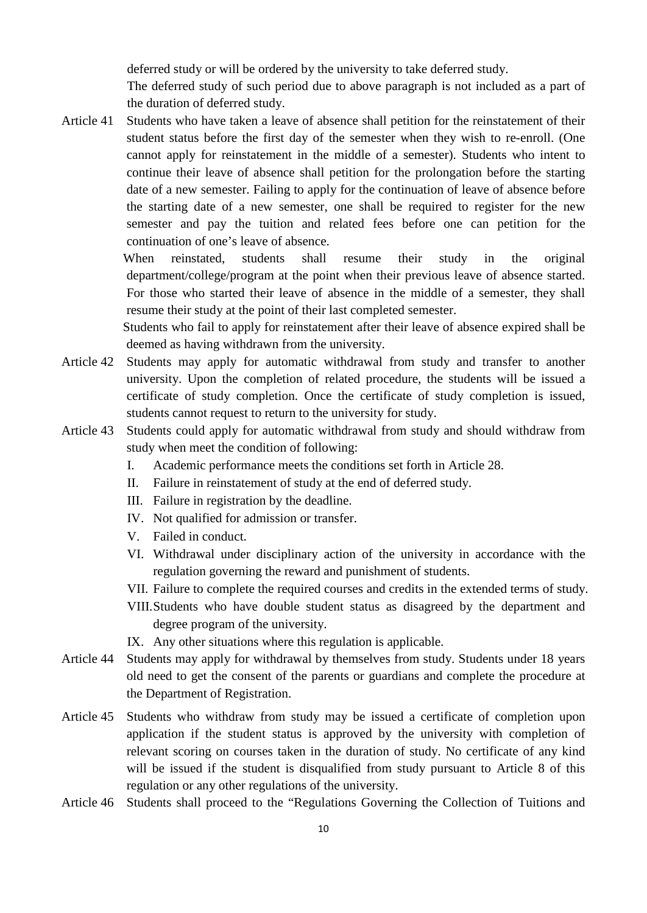deferred study or will be ordered by the university to take deferred study.

The deferred study of such period due to above paragraph is not included as a part of the duration of deferred study.

Article 41 Students who have taken a leave of absence shall petition for the reinstatement of their student status before the first day of the semester when they wish to re-enroll. (One cannot apply for reinstatement in the middle of a semester). Students who intent to continue their leave of absence shall petition for the prolongation before the starting date of a new semester. Failing to apply for the continuation of leave of absence before the starting date of a new semester, one shall be required to register for the new semester and pay the tuition and related fees before one can petition for the continuation of one's leave of absence.

When reinstated, students shall resume their study in the original department/college/program at the point when their previous leave of absence started. For those who started their leave of absence in the middle of a semester, they shall resume their study at the point of their last completed semester.

Students who fail to apply for reinstatement after their leave of absence expired shall be deemed as having withdrawn from the university.

Article 42 Students may apply for automatic withdrawal from study and transfer to another university. Upon the completion of related procedure, the students will be issued a certificate of study completion. Once the certificate of study completion is issued, students cannot request to return to the university for study.

Article 43 Students could apply for automatic withdrawal from study and should withdraw from study when meet the condition of following:

I. Academic performance meets the conditions set forth in Article 28.
II. Failure in reinstatement of study at the end of deferred study.
III. Failure in registration by the deadline.
IV. Not qualified for admission or transfer.
V. Failed in conduct.
VI. Withdrawal under disciplinary action of the university in accordance with the regulation governing the reward and punishment of students.
VII. Failure to complete the required courses and credits in the extended terms of study.
VIII. Students who have double student status as disagreed by the department and degree program of the university.
IX. Any other situations where this regulation is applicable.

Article 44 Students may apply for withdrawal by themselves from study. Students under 18 years old need to get the consent of the parents or guardians and complete the procedure at the Department of Registration.

Article 45 Students who withdraw from study may be issued a certificate of completion upon application if the student status is approved by the university with completion of relevant scoring on courses taken in the duration of study. No certificate of any kind will be issued if the student is disqualified from study pursuant to Article 8 of this regulation or any other regulations of the university.

Article 46 Students shall proceed to the "Regulations Governing the Collection of Tuitions and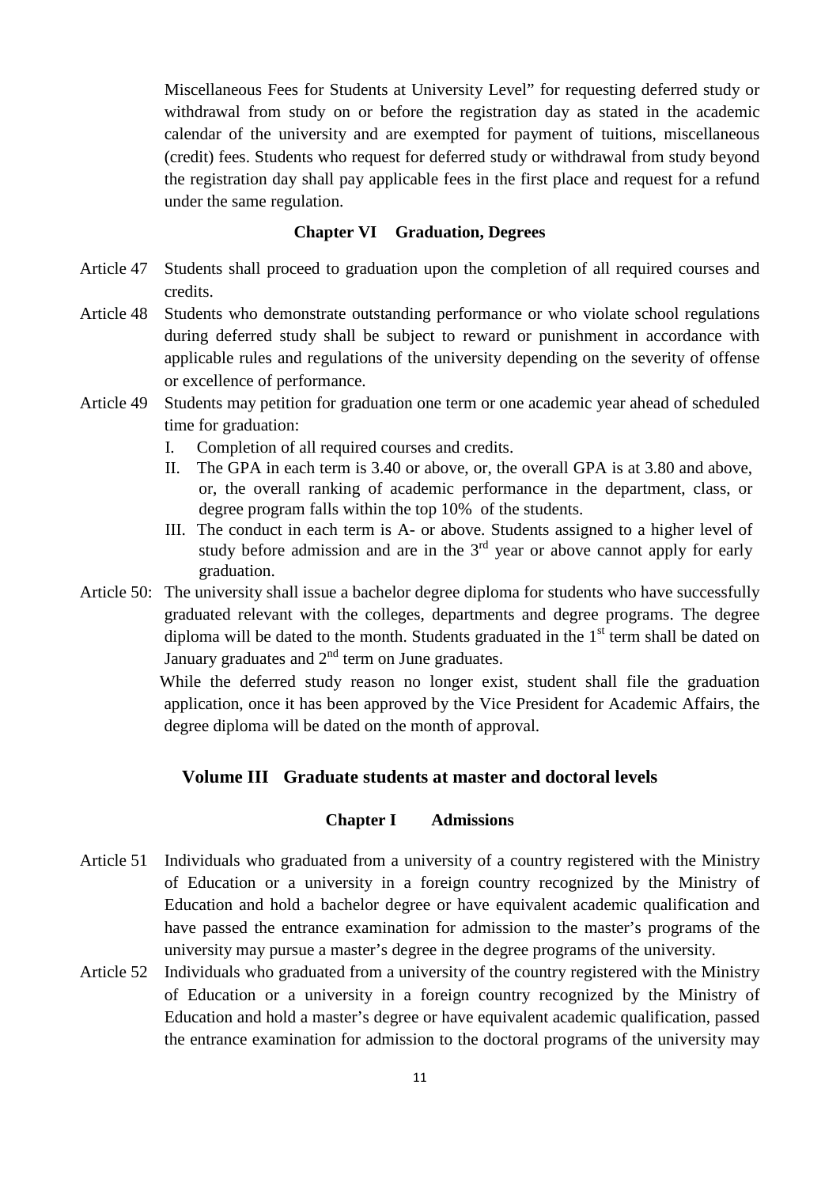Miscellaneous Fees for Students at University Level" for requesting deferred study or withdrawal from study on or before the registration day as stated in the academic calendar of the university and are exempted for payment of tuitions, miscellaneous (credit) fees. Students who request for deferred study or withdrawal from study beyond the registration day shall pay applicable fees in the first place and request for a refund under the same regulation.

### Chapter VI Graduation, Degrees

Article 47 Students shall proceed to graduation upon the completion of all required courses and credits.

Article 48 Students who demonstrate outstanding performance or who violate school regulations during deferred study shall be subject to reward or punishment in accordance with applicable rules and regulations of the university depending on the severity of offense or excellence of performance.

Article 49 Students may petition for graduation one term or one academic year ahead of scheduled time for graduation:

I. Completion of all required courses and credits.

II. The GPA in each term is 3.40 or above, or, the overall GPA is at 3.80 and above, or, the overall ranking of academic performance in the department, class, or degree program falls within the top 10% of the students.

III. The conduct in each term is A- or above. Students assigned to a higher level of study before admission and are in the 3rd year or above cannot apply for early graduation.

Article 50: The university shall issue a bachelor degree diploma for students who have successfully graduated relevant with the colleges, departments and degree programs. The degree diploma will be dated to the month. Students graduated in the 1st term shall be dated on January graduates and 2nd term on June graduates.

While the deferred study reason no longer exist, student shall file the graduation application, once it has been approved by the Vice President for Academic Affairs, the degree diploma will be dated on the month of approval.

## Volume III Graduate students at master and doctoral levels

### Chapter I Admissions

Article 51 Individuals who graduated from a university of a country registered with the Ministry of Education or a university in a foreign country recognized by the Ministry of Education and hold a bachelor degree or have equivalent academic qualification and have passed the entrance examination for admission to the master's programs of the university may pursue a master's degree in the degree programs of the university.

Article 52 Individuals who graduated from a university of the country registered with the Ministry of Education or a university in a foreign country recognized by the Ministry of Education and hold a master's degree or have equivalent academic qualification, passed the entrance examination for admission to the doctoral programs of the university may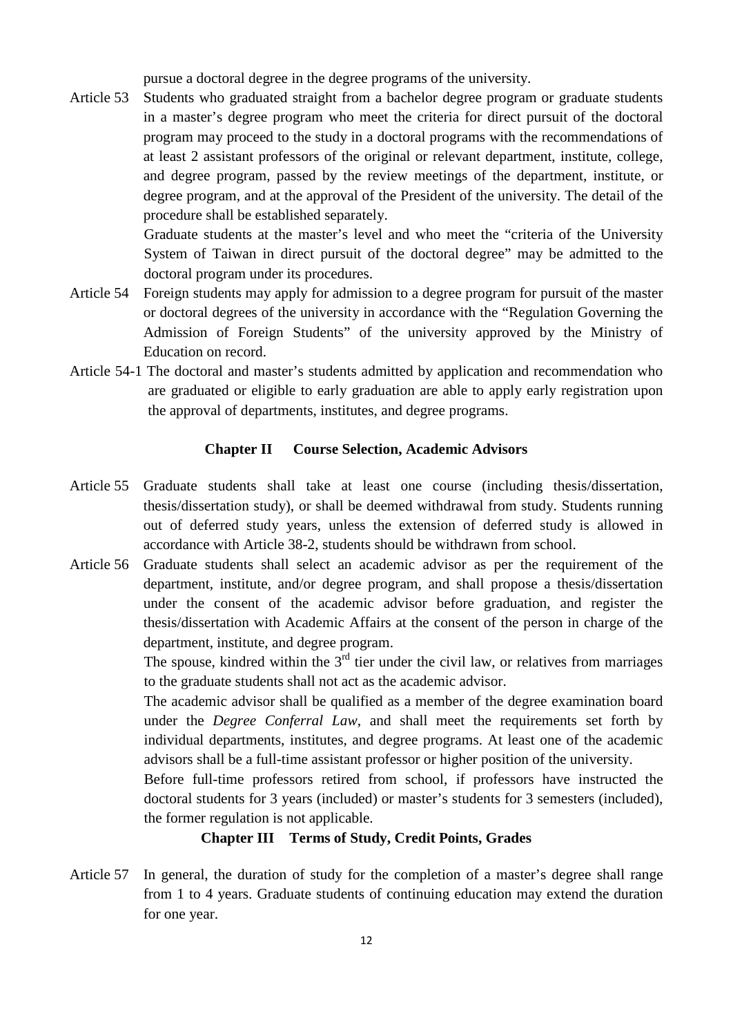pursue a doctoral degree in the degree programs of the university.

Article 53 Students who graduated straight from a bachelor degree program or graduate students in a master's degree program who meet the criteria for direct pursuit of the doctoral program may proceed to the study in a doctoral programs with the recommendations of at least 2 assistant professors of the original or relevant department, institute, college, and degree program, passed by the review meetings of the department, institute, or degree program, and at the approval of the President of the university. The detail of the procedure shall be established separately.

Graduate students at the master's level and who meet the "criteria of the University System of Taiwan in direct pursuit of the doctoral degree" may be admitted to the doctoral program under its procedures.

Article 54 Foreign students may apply for admission to a degree program for pursuit of the master or doctoral degrees of the university in accordance with the "Regulation Governing the Admission of Foreign Students" of the university approved by the Ministry of Education on record.

Article 54-1 The doctoral and master's students admitted by application and recommendation who are graduated or eligible to early graduation are able to apply early registration upon the approval of departments, institutes, and degree programs.

## Chapter II Course Selection, Academic Advisors

Article 55 Graduate students shall take at least one course (including thesis/dissertation, thesis/dissertation study), or shall be deemed withdrawal from study. Students running out of deferred study years, unless the extension of deferred study is allowed in accordance with Article 38-2, students should be withdrawn from school.

Article 56 Graduate students shall select an academic advisor as per the requirement of the department, institute, and/or degree program, and shall propose a thesis/dissertation under the consent of the academic advisor before graduation, and register the thesis/dissertation with Academic Affairs at the consent of the person in charge of the department, institute, and degree program.

The spouse, kindred within the 3rd tier under the civil law, or relatives from marriages to the graduate students shall not act as the academic advisor.

The academic advisor shall be qualified as a member of the degree examination board under the *Degree Conferral Law*, and shall meet the requirements set forth by individual departments, institutes, and degree programs. At least one of the academic advisors shall be a full-time assistant professor or higher position of the university.

Before full-time professors retired from school, if professors have instructed the doctoral students for 3 years (included) or master's students for 3 semesters (included), the former regulation is not applicable.

## Chapter III Terms of Study, Credit Points, Grades

Article 57 In general, the duration of study for the completion of a master's degree shall range from 1 to 4 years. Graduate students of continuing education may extend the duration for one year.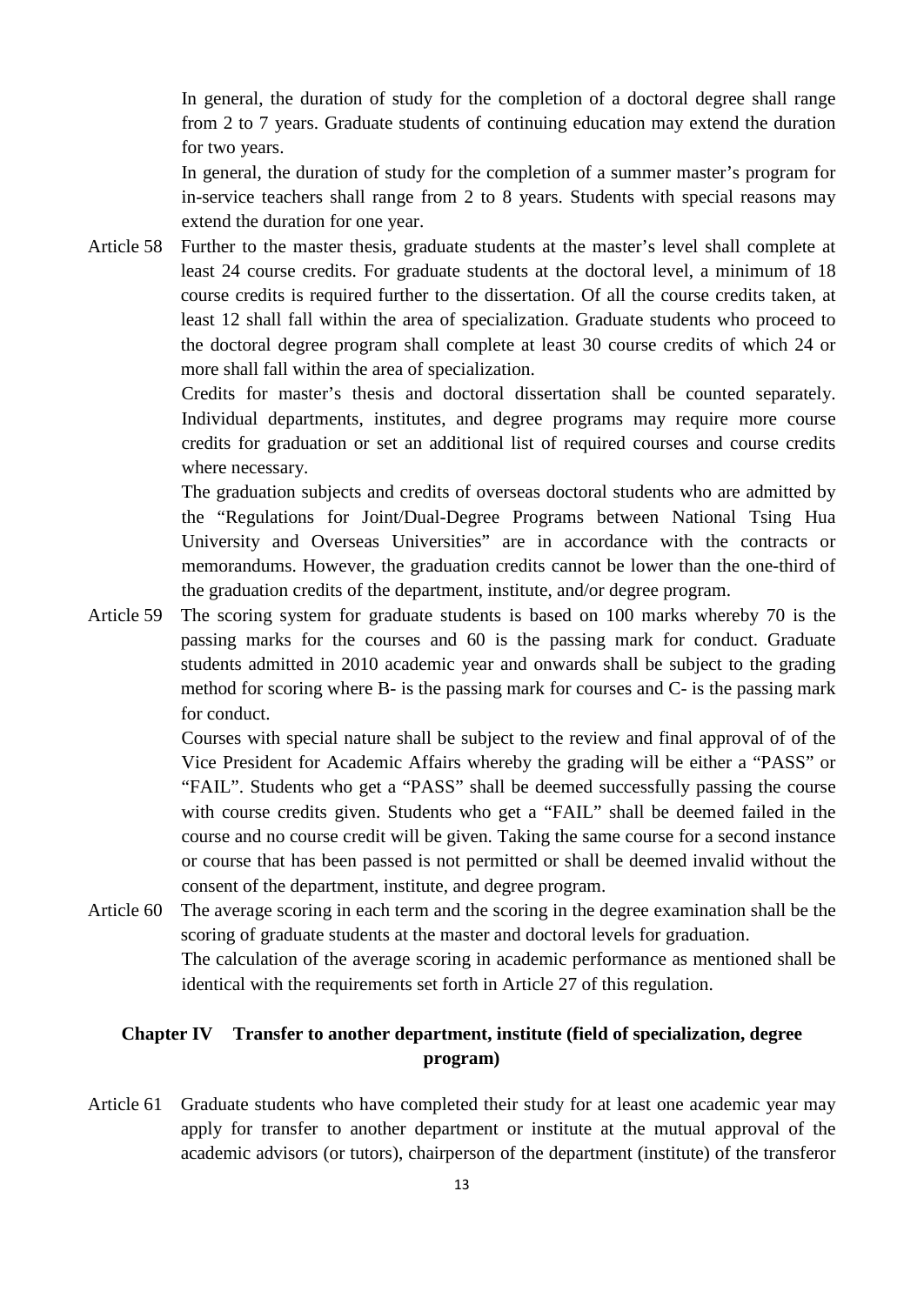In general, the duration of study for the completion of a doctoral degree shall range from 2 to 7 years. Graduate students of continuing education may extend the duration for two years.

In general, the duration of study for the completion of a summer master's program for in-service teachers shall range from 2 to 8 years. Students with special reasons may extend the duration for one year.

Article 58 Further to the master thesis, graduate students at the master's level shall complete at least 24 course credits. For graduate students at the doctoral level, a minimum of 18 course credits is required further to the dissertation. Of all the course credits taken, at least 12 shall fall within the area of specialization. Graduate students who proceed to the doctoral degree program shall complete at least 30 course credits of which 24 or more shall fall within the area of specialization.

Credits for master's thesis and doctoral dissertation shall be counted separately. Individual departments, institutes, and degree programs may require more course credits for graduation or set an additional list of required courses and course credits where necessary.

The graduation subjects and credits of overseas doctoral students who are admitted by the "Regulations for Joint/Dual-Degree Programs between National Tsing Hua University and Overseas Universities" are in accordance with the contracts or memorandums. However, the graduation credits cannot be lower than the one-third of the graduation credits of the department, institute, and/or degree program.

Article 59 The scoring system for graduate students is based on 100 marks whereby 70 is the passing marks for the courses and 60 is the passing mark for conduct. Graduate students admitted in 2010 academic year and onwards shall be subject to the grading method for scoring where B- is the passing mark for courses and C- is the passing mark for conduct.

Courses with special nature shall be subject to the review and final approval of of the Vice President for Academic Affairs whereby the grading will be either a "PASS" or "FAIL". Students who get a "PASS" shall be deemed successfully passing the course with course credits given. Students who get a "FAIL" shall be deemed failed in the course and no course credit will be given. Taking the same course for a second instance or course that has been passed is not permitted or shall be deemed invalid without the consent of the department, institute, and degree program.

Article 60 The average scoring in each term and the scoring in the degree examination shall be the scoring of graduate students at the master and doctoral levels for graduation.

The calculation of the average scoring in academic performance as mentioned shall be identical with the requirements set forth in Article 27 of this regulation.

## Chapter IV Transfer to another department, institute (field of specialization, degree program)

Article 61 Graduate students who have completed their study for at least one academic year may apply for transfer to another department or institute at the mutual approval of the academic advisors (or tutors), chairperson of the department (institute) of the transferor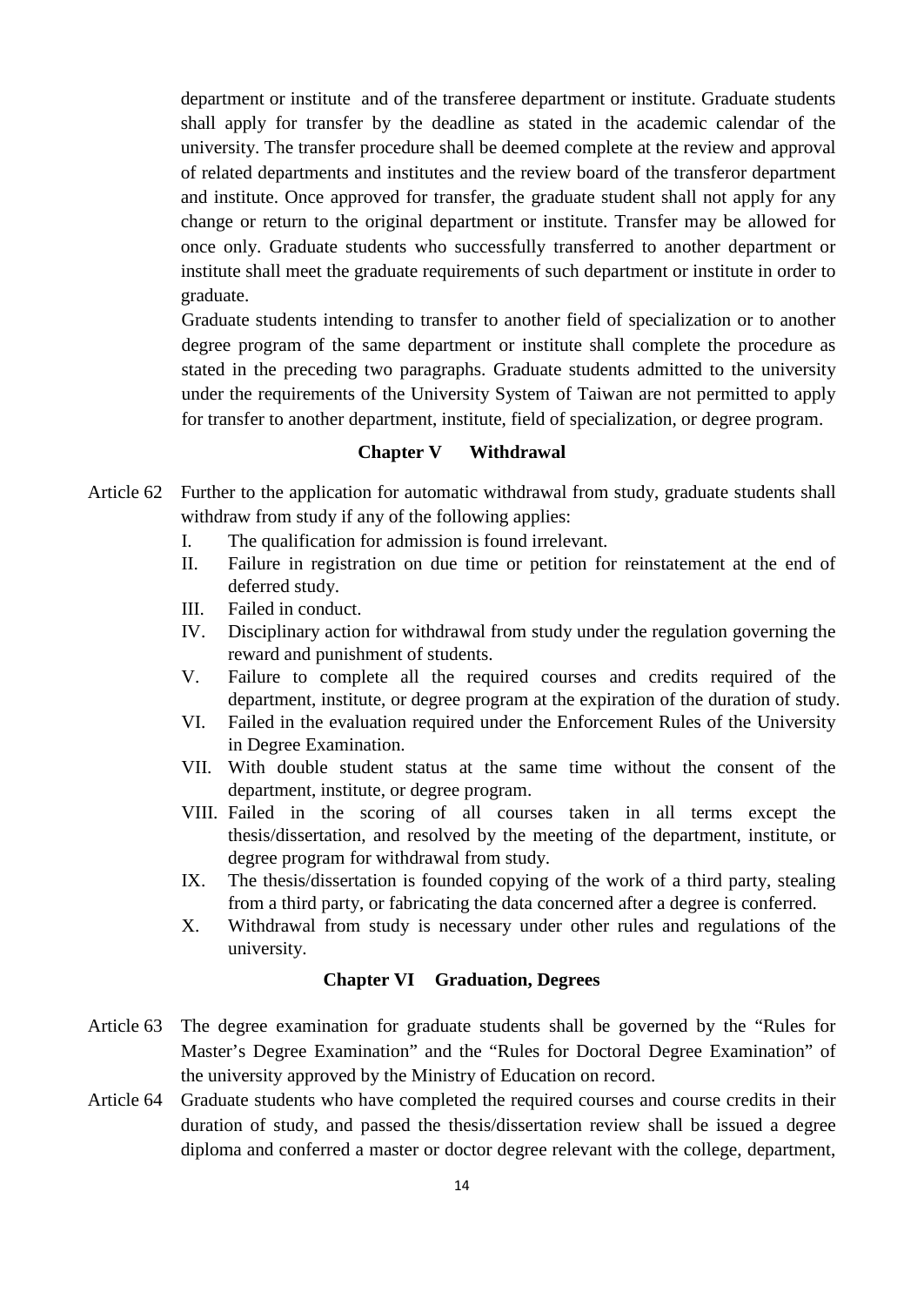department or institute and of the transferee department or institute. Graduate students shall apply for transfer by the deadline as stated in the academic calendar of the university. The transfer procedure shall be deemed complete at the review and approval of related departments and institutes and the review board of the transferor department and institute. Once approved for transfer, the graduate student shall not apply for any change or return to the original department or institute. Transfer may be allowed for once only. Graduate students who successfully transferred to another department or institute shall meet the graduate requirements of such department or institute in order to graduate.

Graduate students intending to transfer to another field of specialization or to another degree program of the same department or institute shall complete the procedure as stated in the preceding two paragraphs. Graduate students admitted to the university under the requirements of the University System of Taiwan are not permitted to apply for transfer to another department, institute, field of specialization, or degree program.

## Chapter V Withdrawal

Article 62 Further to the application for automatic withdrawal from study, graduate students shall withdraw from study if any of the following applies:

- I. The qualification for admission is found irrelevant.
- II. Failure in registration on due time or petition for reinstatement at the end of deferred study.
- III. Failed in conduct.
- IV. Disciplinary action for withdrawal from study under the regulation governing the reward and punishment of students.
- V. Failure to complete all the required courses and credits required of the department, institute, or degree program at the expiration of the duration of study.
- VI. Failed in the evaluation required under the Enforcement Rules of the University in Degree Examination.
- VII. With double student status at the same time without the consent of the department, institute, or degree program.
- VIII. Failed in the scoring of all courses taken in all terms except the thesis/dissertation, and resolved by the meeting of the department, institute, or degree program for withdrawal from study.
- IX. The thesis/dissertation is founded copying of the work of a third party, stealing from a third party, or fabricating the data concerned after a degree is conferred.
- X. Withdrawal from study is necessary under other rules and regulations of the university.

## Chapter VI Graduation, Degrees

Article 63 The degree examination for graduate students shall be governed by the "Rules for Master's Degree Examination" and the "Rules for Doctoral Degree Examination" of the university approved by the Ministry of Education on record.

Article 64 Graduate students who have completed the required courses and course credits in their duration of study, and passed the thesis/dissertation review shall be issued a degree diploma and conferred a master or doctor degree relevant with the college, department,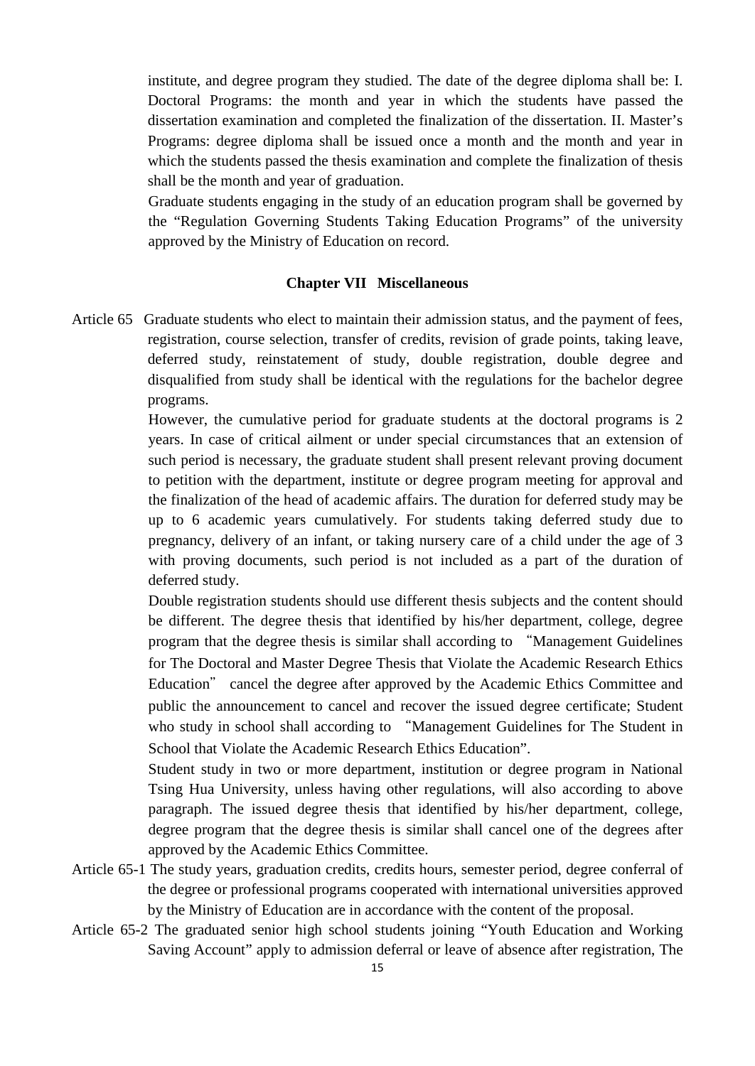institute, and degree program they studied. The date of the degree diploma shall be: I. Doctoral Programs: the month and year in which the students have passed the dissertation examination and completed the finalization of the dissertation. II. Master's Programs: degree diploma shall be issued once a month and the month and year in which the students passed the thesis examination and complete the finalization of thesis shall be the month and year of graduation.

Graduate students engaging in the study of an education program shall be governed by the "Regulation Governing Students Taking Education Programs" of the university approved by the Ministry of Education on record.

## Chapter VII Miscellaneous

Article 65 Graduate students who elect to maintain their admission status, and the payment of fees, registration, course selection, transfer of credits, revision of grade points, taking leave, deferred study, reinstatement of study, double registration, double degree and disqualified from study shall be identical with the regulations for the bachelor degree programs.

However, the cumulative period for graduate students at the doctoral programs is 2 years. In case of critical ailment or under special circumstances that an extension of such period is necessary, the graduate student shall present relevant proving document to petition with the department, institute or degree program meeting for approval and the finalization of the head of academic affairs. The duration for deferred study may be up to 6 academic years cumulatively. For students taking deferred study due to pregnancy, delivery of an infant, or taking nursery care of a child under the age of 3 with proving documents, such period is not included as a part of the duration of deferred study.

Double registration students should use different thesis subjects and the content should be different. The degree thesis that identified by his/her department, college, degree program that the degree thesis is similar shall according to "Management Guidelines for The Doctoral and Master Degree Thesis that Violate the Academic Research Ethics Education" cancel the degree after approved by the Academic Ethics Committee and public the announcement to cancel and recover the issued degree certificate; Student who study in school shall according to "Management Guidelines for The Student in School that Violate the Academic Research Ethics Education".

Student study in two or more department, institution or degree program in National Tsing Hua University, unless having other regulations, will also according to above paragraph. The issued degree thesis that identified by his/her department, college, degree program that the degree thesis is similar shall cancel one of the degrees after approved by the Academic Ethics Committee.

Article 65-1 The study years, graduation credits, credits hours, semester period, degree conferral of the degree or professional programs cooperated with international universities approved by the Ministry of Education are in accordance with the content of the proposal.

Article 65-2 The graduated senior high school students joining "Youth Education and Working Saving Account" apply to admission deferral or leave of absence after registration, The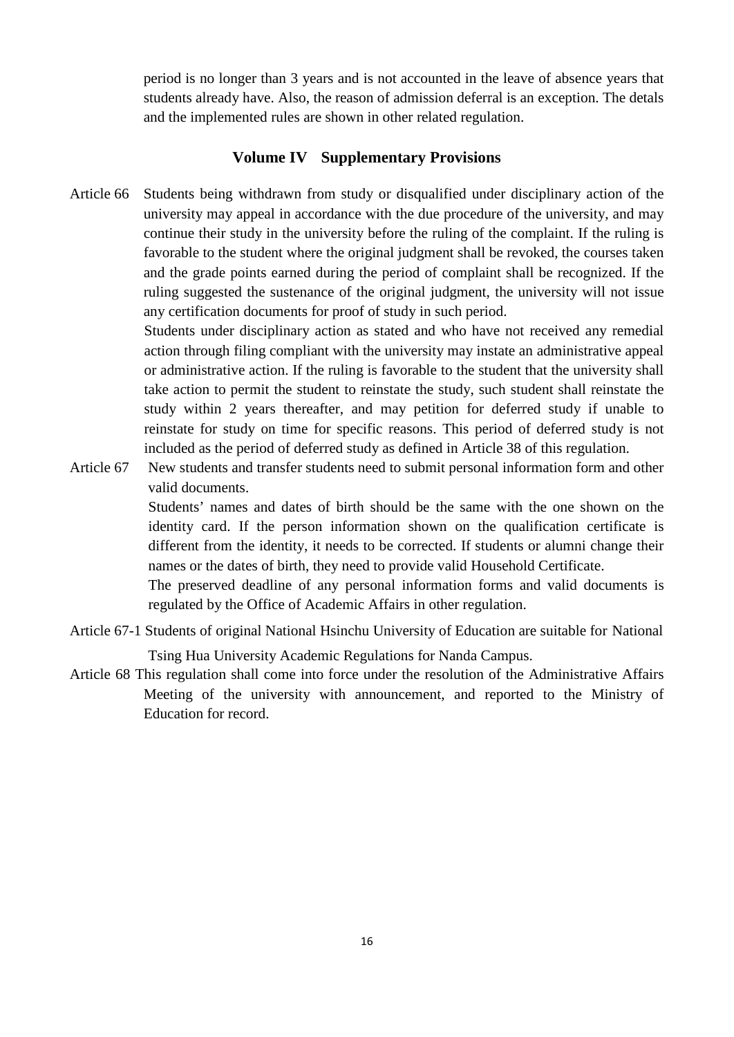period is no longer than 3 years and is not accounted in the leave of absence years that students already have. Also, the reason of admission deferral is an exception. The detals and the implemented rules are shown in other related regulation.

## Volume IV Supplementary Provisions

Article 66 Students being withdrawn from study or disqualified under disciplinary action of the university may appeal in accordance with the due procedure of the university, and may continue their study in the university before the ruling of the complaint. If the ruling is favorable to the student where the original judgment shall be revoked, the courses taken and the grade points earned during the period of complaint shall be recognized. If the ruling suggested the sustenance of the original judgment, the university will not issue any certification documents for proof of study in such period.

Students under disciplinary action as stated and who have not received any remedial action through filing compliant with the university may instate an administrative appeal or administrative action. If the ruling is favorable to the student that the university shall take action to permit the student to reinstate the study, such student shall reinstate the study within 2 years thereafter, and may petition for deferred study if unable to reinstate for study on time for specific reasons. This period of deferred study is not included as the period of deferred study as defined in Article 38 of this regulation.

Article 67 New students and transfer students need to submit personal information form and other valid documents.

Students' names and dates of birth should be the same with the one shown on the identity card. If the person information shown on the qualification certificate is different from the identity, it needs to be corrected. If students or alumni change their names or the dates of birth, they need to provide valid Household Certificate.

The preserved deadline of any personal information forms and valid documents is regulated by the Office of Academic Affairs in other regulation.

Article 67-1 Students of original National Hsinchu University of Education are suitable for National Tsing Hua University Academic Regulations for Nanda Campus.

Article 68 This regulation shall come into force under the resolution of the Administrative Affairs Meeting of the university with announcement, and reported to the Ministry of Education for record.